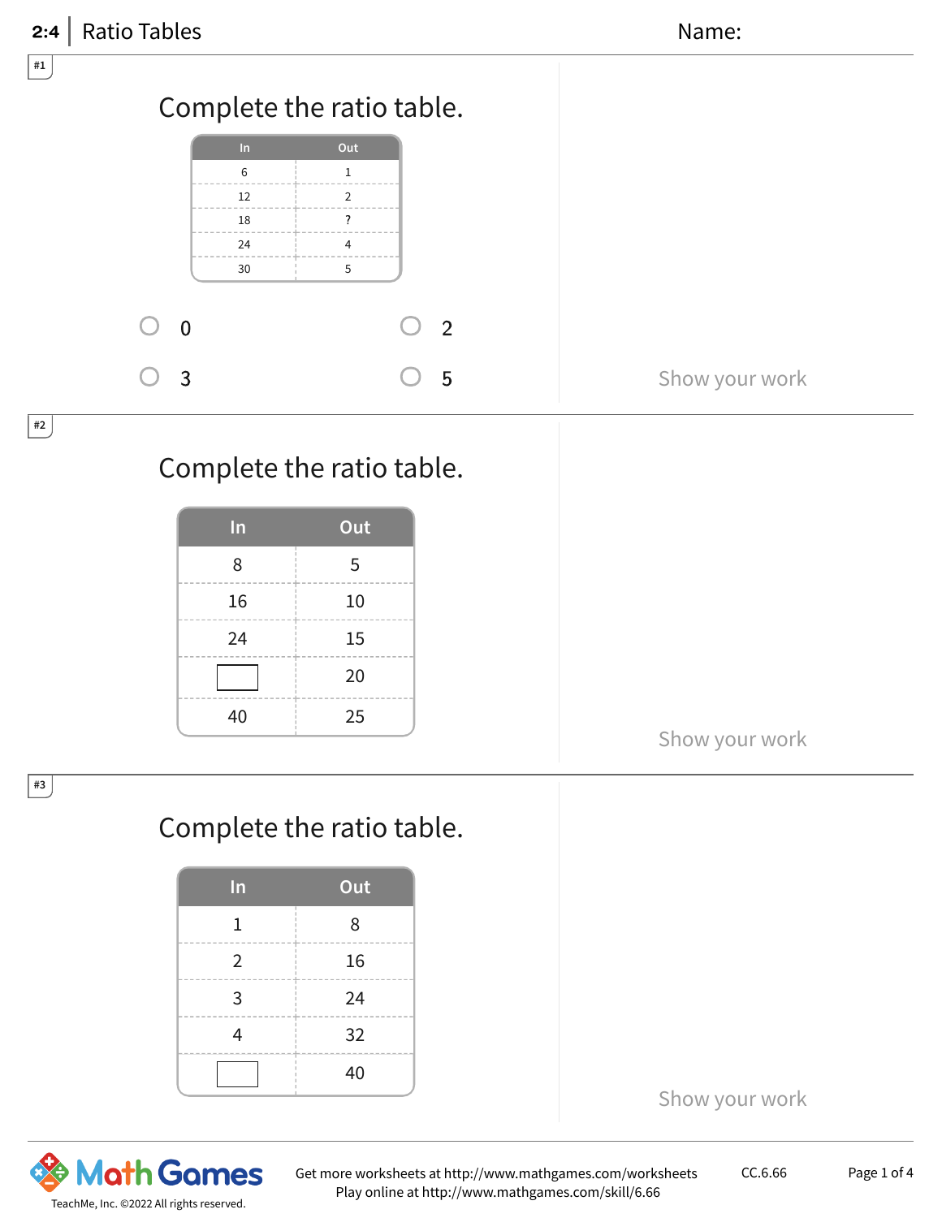# 2:4 Ratio Tables

Name:

#1

Complete the ratio table.

| In | Out |
| --- | --- |
| 6 | 1 |
| 12 | 2 |
| 18 | ? |
| 24 | 4 |
| 30 | 5 |

- ○ 0
- ○ 2
- ○ 3
- ○ 5

Show your work

#2

Complete the ratio table.

| In | Out |
| --- | --- |
| 8 | 5 |
| 16 | 10 |
| 24 | 15 |
| ☐ | 20 |
| 40 | 25 |

Show your work

#3

Complete the ratio table.

| In | Out |
| --- | --- |
| 1 | 8 |
| 2 | 16 |
| 3 | 24 |
| 4 | 32 |
| ☐ | 40 |

Show your work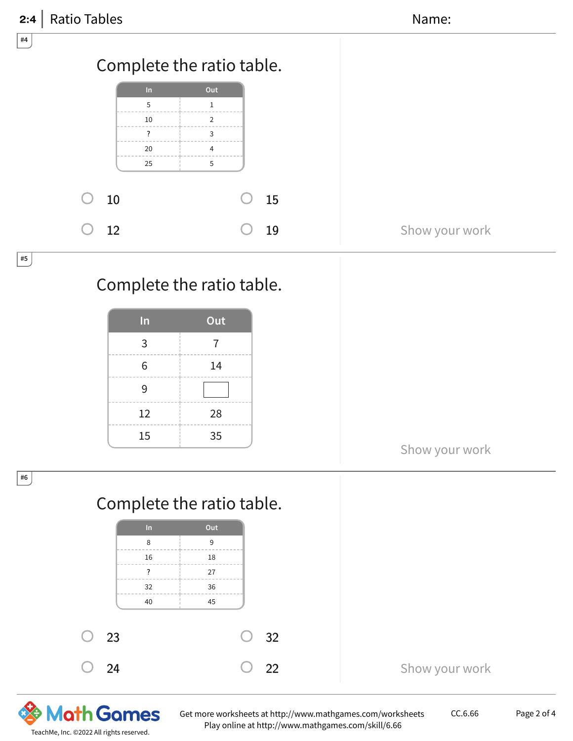## 2:4 | Ratio Tables

Name:

#4

Complete the ratio table.

| In | Out |
|---|---|
| 5 | 1 |
| 10 | 2 |
| ? | 3 |
| 20 | 4 |
| 25 | 5 |

- 10
- 15
- 12
- 19

Show your work

#5

Complete the ratio table.

| In | Out |
|---|---|
| 3 | 7 |
| 6 | 14 |
| 9 | |
| 12 | 28 |
| 15 | 35 |

Show your work

#6

Complete the ratio table.

| In | Out |
|---|---|
| 8 | 9 |
| 16 | 18 |
| ? | 27 |
| 32 | 36 |
| 40 | 45 |

- 23
- 32
- 24
- 22

Show your work

TeachMe, Inc. ©2022 All rights reserved.

Get more worksheets at http://www.mathgames.com/worksheets
Play online at http://www.mathgames.com/skill/6.66

CC.6.66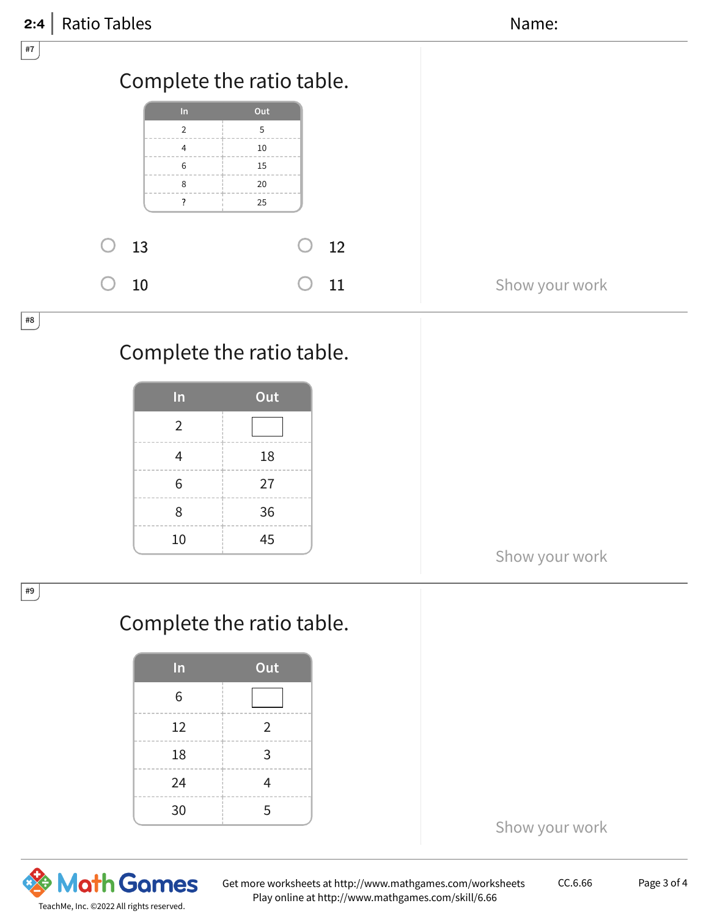#7

## Complete the ratio table.

| In | Out |
|---|---|
| 2 | 5 |
| 4 | 10 |
| 6 | 15 |
| 8 | 20 |
| ? | 25 |

- ○ 13
- ○ 12
- ○ 10
- ○ 11

Show your work

#8

## Complete the ratio table.

| In | Out |
|---|---|
| 2 | ☐ |
| 4 | 18 |
| 6 | 27 |
| 8 | 36 |
| 10 | 45 |

Show your work

#9

## Complete the ratio table.

| In | Out |
|---|---|
| 6 | ☐ |
| 12 | 2 |
| 18 | 3 |
| 24 | 4 |
| 30 | 5 |

Show your work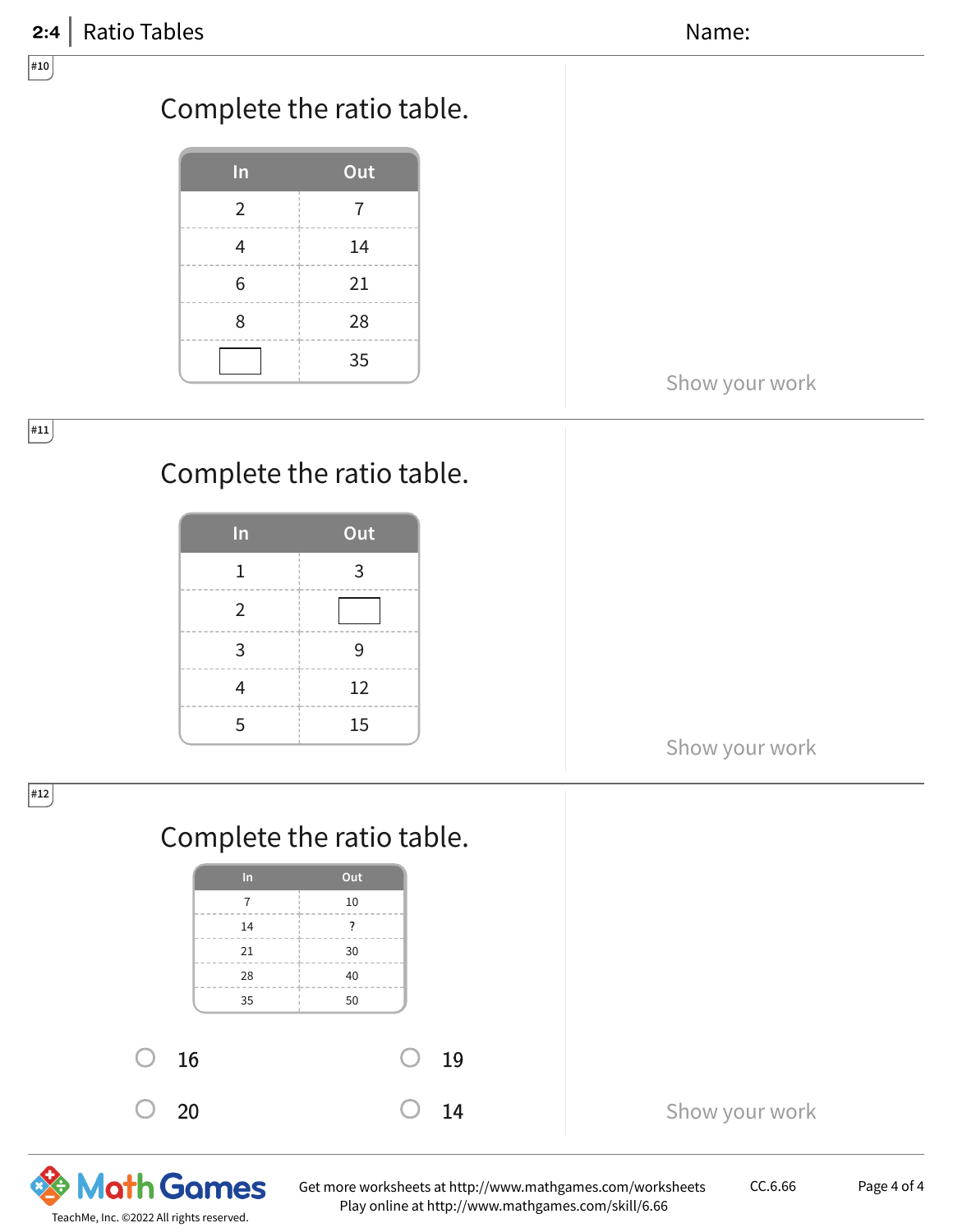#10

## Complete the ratio table.

| In | Out |
|---|---|
| 2 | 7 |
| 4 | 14 |
| 6 | 21 |
| 8 | 28 |
| | 35 |

Show your work

#11

## Complete the ratio table.

| In | Out |
|---|---|
| 1 | 3 |
| 2 | |
| 3 | 9 |
| 4 | 12 |
| 5 | 15 |

Show your work

#12

## Complete the ratio table.

| In | Out |
|---|---|
| 7 | 10 |
| 14 | ? |
| 21 | 30 |
| 28 | 40 |
| 35 | 50 |

- ○ 16
- ○ 19
- ○ 20
- ○ 14

Show your work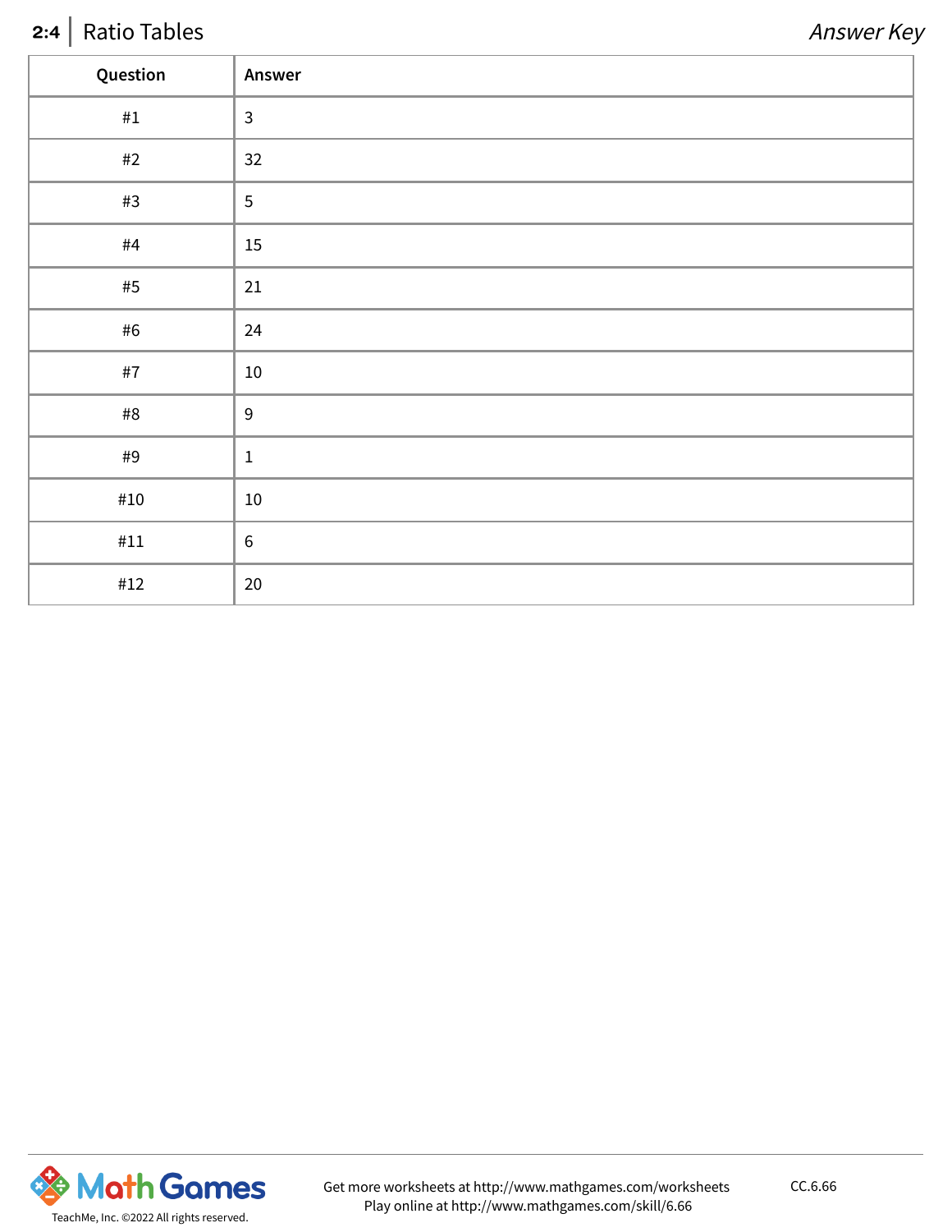# 2:4 | Ratio Tables

*Answer Key*

| Question | Answer |
|---|---|
| #1 | 3 |
| #2 | 32 |
| #3 | 5 |
| #4 | 15 |
| #5 | 21 |
| #6 | 24 |
| #7 | 10 |
| #8 | 9 |
| #9 | 1 |
| #10 | 10 |
| #11 | 6 |
| #12 | 20 |